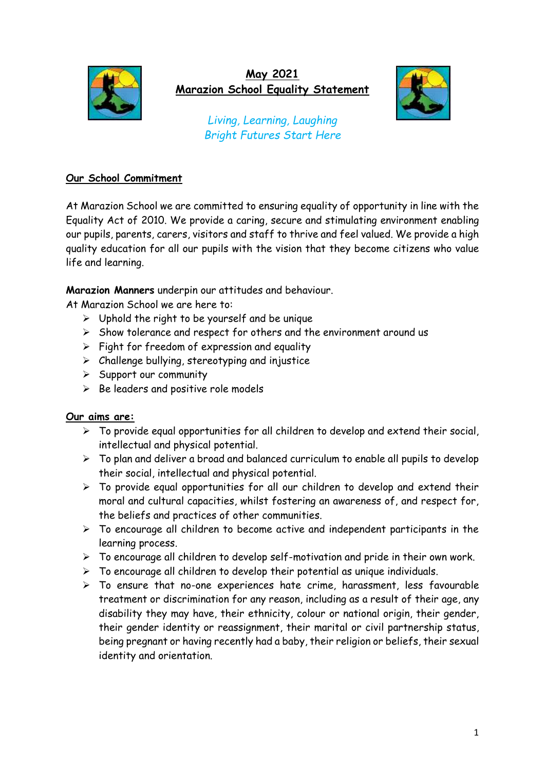# May 2021
# Marazion School Equality Statement

*Living, Learning, Laughing*
*Bright Futures Start Here*

## Our School Commitment

At Marazion School we are committed to ensuring equality of opportunity in line with the Equality Act of 2010. We provide a caring, secure and stimulating environment enabling our pupils, parents, carers, visitors and staff to thrive and feel valued. We provide a high quality education for all our pupils with the vision that they become citizens who value life and learning.

**Marazion Manners** underpin our attitudes and behaviour.
At Marazion School we are here to:

- Uphold the right to be yourself and be unique
- Show tolerance and respect for others and the environment around us
- Fight for freedom of expression and equality
- Challenge bullying, stereotyping and injustice
- Support our community
- Be leaders and positive role models

## Our aims are:

- To provide equal opportunities for all children to develop and extend their social, intellectual and physical potential.
- To plan and deliver a broad and balanced curriculum to enable all pupils to develop their social, intellectual and physical potential.
- To provide equal opportunities for all our children to develop and extend their moral and cultural capacities, whilst fostering an awareness of, and respect for, the beliefs and practices of other communities.
- To encourage all children to become active and independent participants in the learning process.
- To encourage all children to develop self-motivation and pride in their own work.
- To encourage all children to develop their potential as unique individuals.
- To ensure that no-one experiences hate crime, harassment, less favourable treatment or discrimination for any reason, including as a result of their age, any disability they may have, their ethnicity, colour or national origin, their gender, their gender identity or reassignment, their marital or civil partnership status, being pregnant or having recently had a baby, their religion or beliefs, their sexual identity and orientation.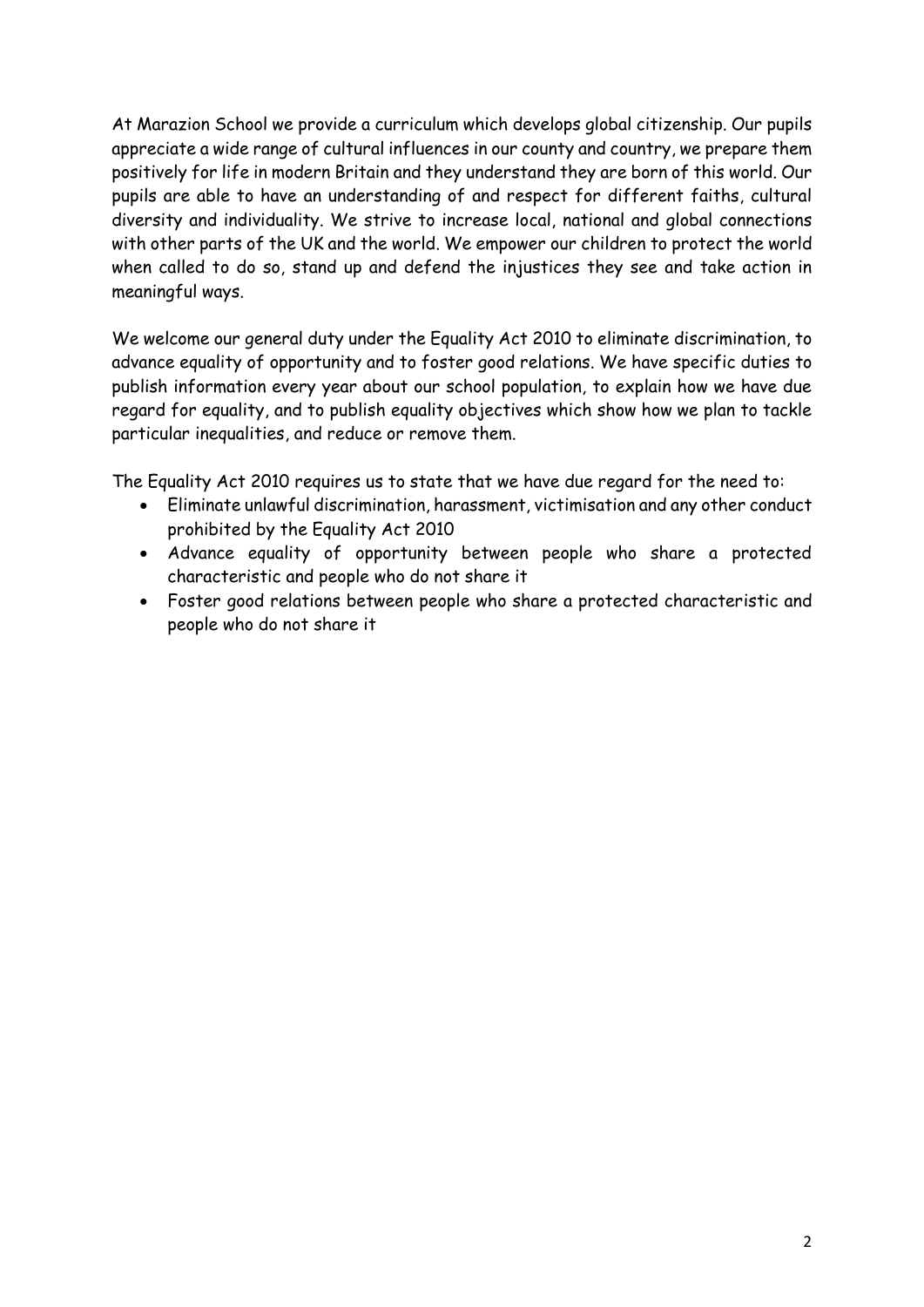At Marazion School we provide a curriculum which develops global citizenship. Our pupils appreciate a wide range of cultural influences in our county and country, we prepare them positively for life in modern Britain and they understand they are born of this world. Our pupils are able to have an understanding of and respect for different faiths, cultural diversity and individuality. We strive to increase local, national and global connections with other parts of the UK and the world. We empower our children to protect the world when called to do so, stand up and defend the injustices they see and take action in meaningful ways.

We welcome our general duty under the Equality Act 2010 to eliminate discrimination, to advance equality of opportunity and to foster good relations. We have specific duties to publish information every year about our school population, to explain how we have due regard for equality, and to publish equality objectives which show how we plan to tackle particular inequalities, and reduce or remove them.

The Equality Act 2010 requires us to state that we have due regard for the need to:

- Eliminate unlawful discrimination, harassment, victimisation and any other conduct prohibited by the Equality Act 2010
- Advance equality of opportunity between people who share a protected characteristic and people who do not share it
- Foster good relations between people who share a protected characteristic and people who do not share it